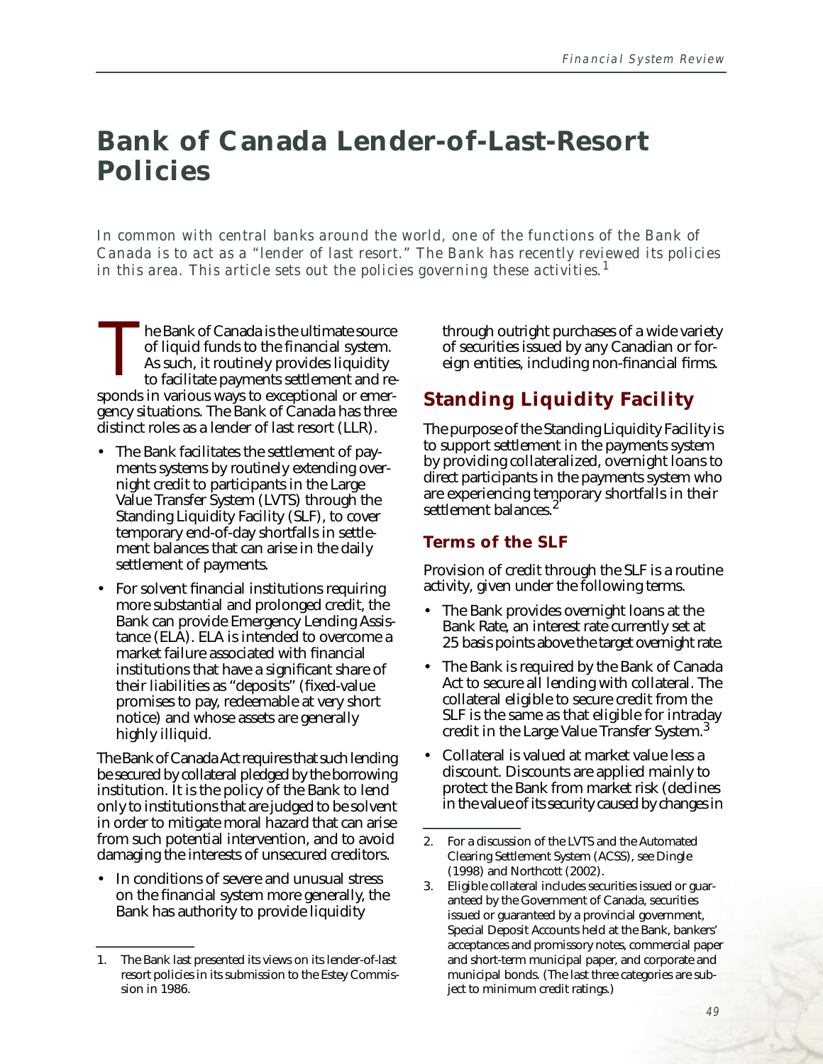# Bank of Canada Lender-of-Last-Resort Policies

*In common with central banks around the world, one of the functions of the Bank of Canada is to act as a "lender of last resort." The Bank has recently reviewed its policies in this area. This article sets out the policies governing these activities.*[1]

The Bank of Canada is the ultimate source of liquid funds to the financial system. As such, it routinely provides liquidity to facilitate payments settlement and responds in various ways to exceptional or emergency situations. The Bank of Canada has three distinct roles as a lender of last resort (LLR).

- The Bank facilitates the settlement of payments systems by routinely extending overnight credit to participants in the Large Value Transfer System (LVTS) through the Standing Liquidity Facility (SLF), to cover temporary end-of-day shortfalls in settlement balances that can arise in the daily settlement of payments.
- For solvent financial institutions requiring more substantial and prolonged credit, the Bank can provide Emergency Lending Assistance (ELA). ELA is intended to overcome a market failure associated with financial institutions that have a significant share of their liabilities as "deposits" (fixed-value promises to pay, redeemable at very short notice) and whose assets are generally highly illiquid.

The Bank of Canada Act requires that such lending be secured by collateral pledged by the borrowing institution. It is the policy of the Bank to lend only to institutions that are judged to be solvent in order to mitigate moral hazard that can arise from such potential intervention, and to avoid damaging the interests of unsecured creditors.

- In conditions of severe and unusual stress on the financial system more generally, the Bank has authority to provide liquidity through outright purchases of a wide variety of securities issued by any Canadian or foreign entities, including non-financial firms.

## Standing Liquidity Facility

The purpose of the Standing Liquidity Facility is to support settlement in the payments system by providing collateralized, overnight loans to direct participants in the payments system who are experiencing temporary shortfalls in their settlement balances.[2]

### Terms of the SLF

Provision of credit through the SLF is a routine activity, given under the following terms.

- The Bank provides overnight loans at the Bank Rate, an interest rate currently set at 25 basis points above the target overnight rate.
- The Bank is required by the Bank of Canada Act to secure all lending with collateral. The collateral eligible to secure credit from the SLF is the same as that eligible for intraday credit in the Large Value Transfer System.[3]
- Collateral is valued at market value less a discount. Discounts are applied mainly to protect the Bank from market risk (declines in the value of its security caused by changes in

---

1. The Bank last presented its views on its lender-of-last resort policies in its submission to the Estey Commission in 1986.

2. For a discussion of the LVTS and the Automated Clearing Settlement System (ACSS), see Dingle (1998) and Northcott (2002).

3. Eligible collateral includes securities issued or guaranteed by the Government of Canada, securities issued or guaranteed by a provincial government, Special Deposit Accounts held at the Bank, bankers' acceptances and promissory notes, commercial paper and short-term municipal paper, and corporate and municipal bonds. (The last three categories are subject to minimum credit ratings.)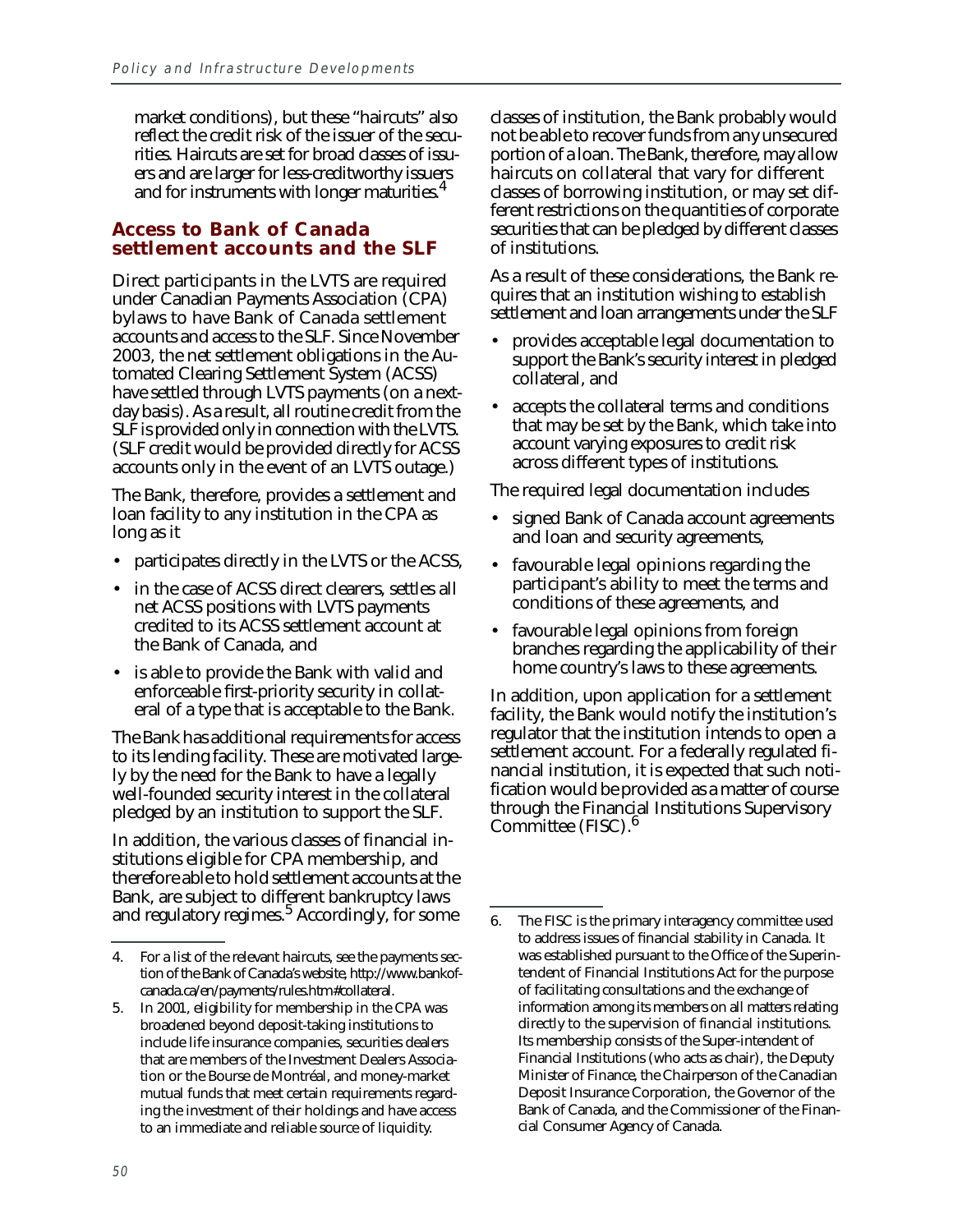market conditions), but these "haircuts" also reflect the credit risk of the issuer of the securities. Haircuts are set for broad classes of issuers and are larger for less-creditworthy issuers and for instruments with longer maturities.[4]

## Access to Bank of Canada settlement accounts and the SLF

Direct participants in the LVTS are required under Canadian Payments Association (CPA) bylaws to have Bank of Canada settlement accounts and access to the SLF. Since November 2003, the net settlement obligations in the Automated Clearing Settlement System (ACSS) have settled through LVTS payments (on a next-day basis). As a result, all routine credit from the SLF is provided only in connection with the LVTS. (SLF credit would be provided directly for ACSS accounts only in the event of an LVTS outage.)

The Bank, therefore, provides a settlement and loan facility to any institution in the CPA as long as it

- participates directly in the LVTS or the ACSS,
- in the case of ACSS direct clearers, settles all net ACSS positions with LVTS payments credited to its ACSS settlement account at the Bank of Canada, and
- is able to provide the Bank with valid and enforceable first-priority security in collateral of a type that is acceptable to the Bank.

The Bank has additional requirements for access to its lending facility. These are motivated largely by the need for the Bank to have a legally well-founded security interest in the collateral pledged by an institution to support the SLF.

In addition, the various classes of financial institutions eligible for CPA membership, and therefore able to hold settlement accounts at the Bank, are subject to different bankruptcy laws and regulatory regimes.[5] Accordingly, for some classes of institution, the Bank probably would not be able to recover funds from any unsecured portion of a loan. The Bank, therefore, may allow haircuts on collateral that vary for different classes of borrowing institution, or may set different restrictions on the quantities of corporate securities that can be pledged by different classes of institutions.

As a result of these considerations, the Bank requires that an institution wishing to establish settlement and loan arrangements under the SLF

- provides acceptable legal documentation to support the Bank's security interest in pledged collateral, and
- accepts the collateral terms and conditions that may be set by the Bank, which take into account varying exposures to credit risk across different types of institutions.

The required legal documentation includes

- signed Bank of Canada account agreements and loan and security agreements,
- favourable legal opinions regarding the participant's ability to meet the terms and conditions of these agreements, and
- favourable legal opinions from foreign branches regarding the applicability of their home country's laws to these agreements.

In addition, upon application for a settlement facility, the Bank would notify the institution's regulator that the institution intends to open a settlement account. For a federally regulated financial institution, it is expected that such notification would be provided as a matter of course through the Financial Institutions Supervisory Committee (FISC).[6]

---

4. For a list of the relevant haircuts, see the payments section of the Bank of Canada's website, http://www.bankofcanada.ca/en/payments/rules.htm#collateral.

5. In 2001, eligibility for membership in the CPA was broadened beyond deposit-taking institutions to include life insurance companies, securities dealers that are members of the Investment Dealers Association or the Bourse de Montréal, and money-market mutual funds that meet certain requirements regarding the investment of their holdings and have access to an immediate and reliable source of liquidity.

6. The FISC is the primary interagency committee used to address issues of financial stability in Canada. It was established pursuant to the Office of the Superintendent of Financial Institutions Act for the purpose of facilitating consultations and the exchange of information among its members on all matters relating directly to the supervision of financial institutions. Its membership consists of the Super-intendent of Financial Institutions (who acts as chair), the Deputy Minister of Finance, the Chairperson of the Canadian Deposit Insurance Corporation, the Governor of the Bank of Canada, and the Commissioner of the Financial Consumer Agency of Canada.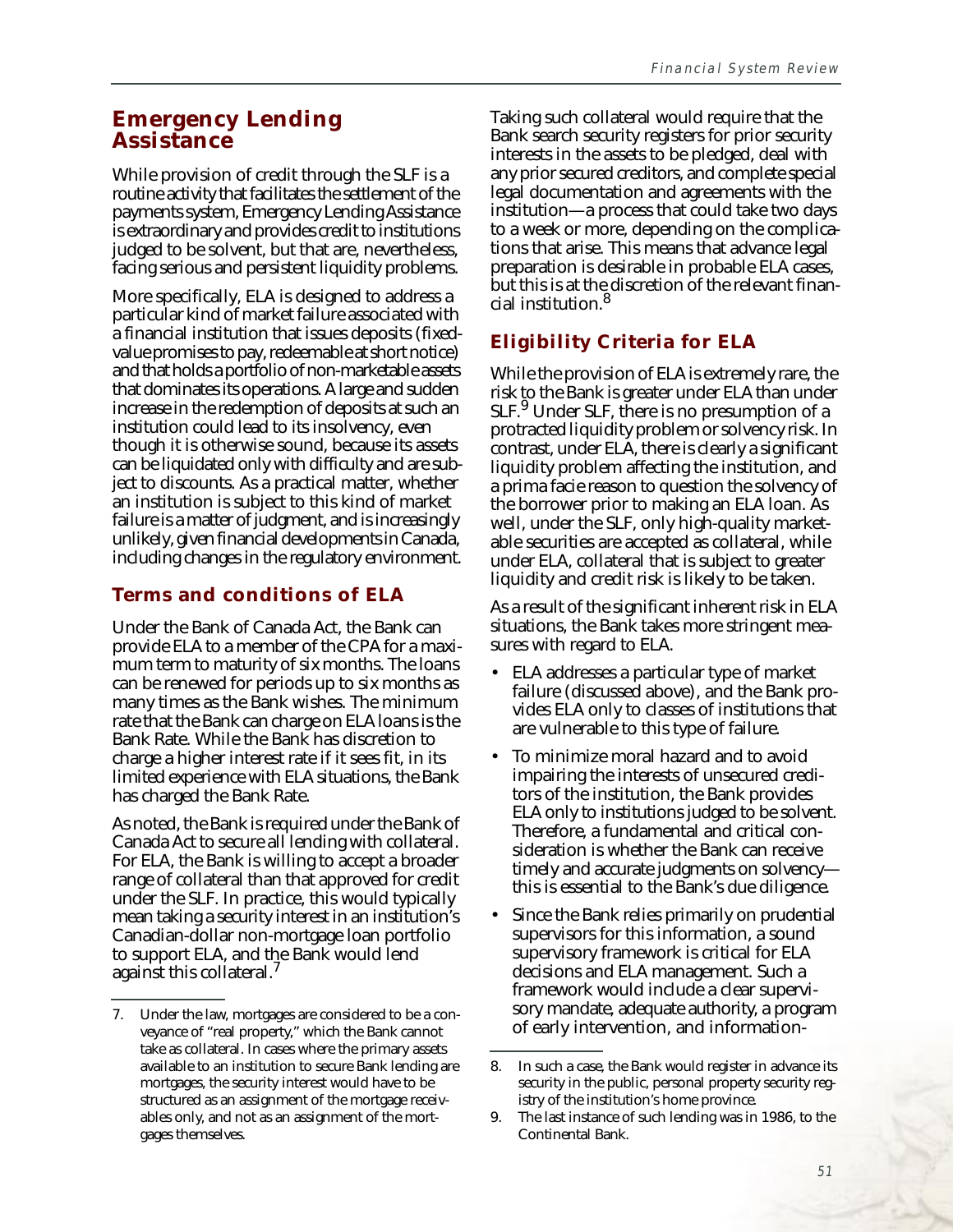## Emergency Lending Assistance

While provision of credit through the SLF is a routine activity that facilitates the settlement of the payments system, Emergency Lending Assistance is extraordinary and provides credit to institutions judged to be solvent, but that are, nevertheless, facing serious and persistent liquidity problems.

More specifically, ELA is designed to address a particular kind of market failure associated with a financial institution that issues deposits (fixed-value promises to pay, redeemable at short notice) and that holds a portfolio of non-marketable assets that dominates its operations. A large and sudden increase in the redemption of deposits at such an institution could lead to its insolvency, even though it is otherwise sound, because its assets can be liquidated only with difficulty and are subject to discounts. As a practical matter, whether an institution is subject to this kind of market failure is a matter of judgment, and is increasingly unlikely, given financial developments in Canada, including changes in the regulatory environment.

### Terms and conditions of ELA

Under the Bank of Canada Act, the Bank can provide ELA to a member of the CPA for a maximum term to maturity of six months. The loans can be renewed for periods up to six months as many times as the Bank wishes. The minimum rate that the Bank can charge on ELA loans is the Bank Rate. While the Bank has discretion to charge a higher interest rate if it sees fit, in its limited experience with ELA situations, the Bank has charged the Bank Rate.

As noted, the Bank is required under the Bank of Canada Act to secure all lending with collateral. For ELA, the Bank is willing to accept a broader range of collateral than that approved for credit under the SLF. In practice, this would typically mean taking a security interest in an institution's Canadian-dollar non-mortgage loan portfolio to support ELA, and the Bank would lend against this collateral.[7]

Taking such collateral would require that the Bank search security registers for prior security interests in the assets to be pledged, deal with any prior secured creditors, and complete special legal documentation and agreements with the institution—a process that could take two days to a week or more, depending on the complications that arise. This means that advance legal preparation is desirable in probable ELA cases, but this is at the discretion of the relevant financial institution.[8]

### Eligibility Criteria for ELA

While the provision of ELA is extremely rare, the risk to the Bank is greater under ELA than under SLF.[9] Under SLF, there is no presumption of a protracted liquidity problem or solvency risk. In contrast, under ELA, there is clearly a significant liquidity problem affecting the institution, and a prima facie reason to question the solvency of the borrower prior to making an ELA loan. As well, under the SLF, only high-quality marketable securities are accepted as collateral, while under ELA, collateral that is subject to greater liquidity and credit risk is likely to be taken.

As a result of the significant inherent risk in ELA situations, the Bank takes more stringent measures with regard to ELA.

- ELA addresses a particular type of market failure (discussed above), and the Bank provides ELA only to classes of institutions that are vulnerable to this type of failure.
- To minimize moral hazard and to avoid impairing the interests of unsecured creditors of the institution, the Bank provides ELA only to institutions judged to be solvent. Therefore, a fundamental and critical consideration is whether the Bank can receive timely and accurate judgments on solvency—this is essential to the Bank's due diligence.
- Since the Bank relies primarily on prudential supervisors for this information, a sound supervisory framework is critical for ELA decisions and ELA management. Such a framework would include a clear supervisory mandate, adequate authority, a program of early intervention, and information-

---

7. Under the law, mortgages are considered to be a conveyance of "real property," which the Bank cannot take as collateral. In cases where the primary assets available to an institution to secure Bank lending are mortgages, the security interest would have to be structured as an assignment of the mortgage receivables only, and not as an assignment of the mortgages themselves.

8. In such a case, the Bank would register in advance its security in the public, personal property security registry of the institution's home province.

9. The last instance of such lending was in 1986, to the Continental Bank.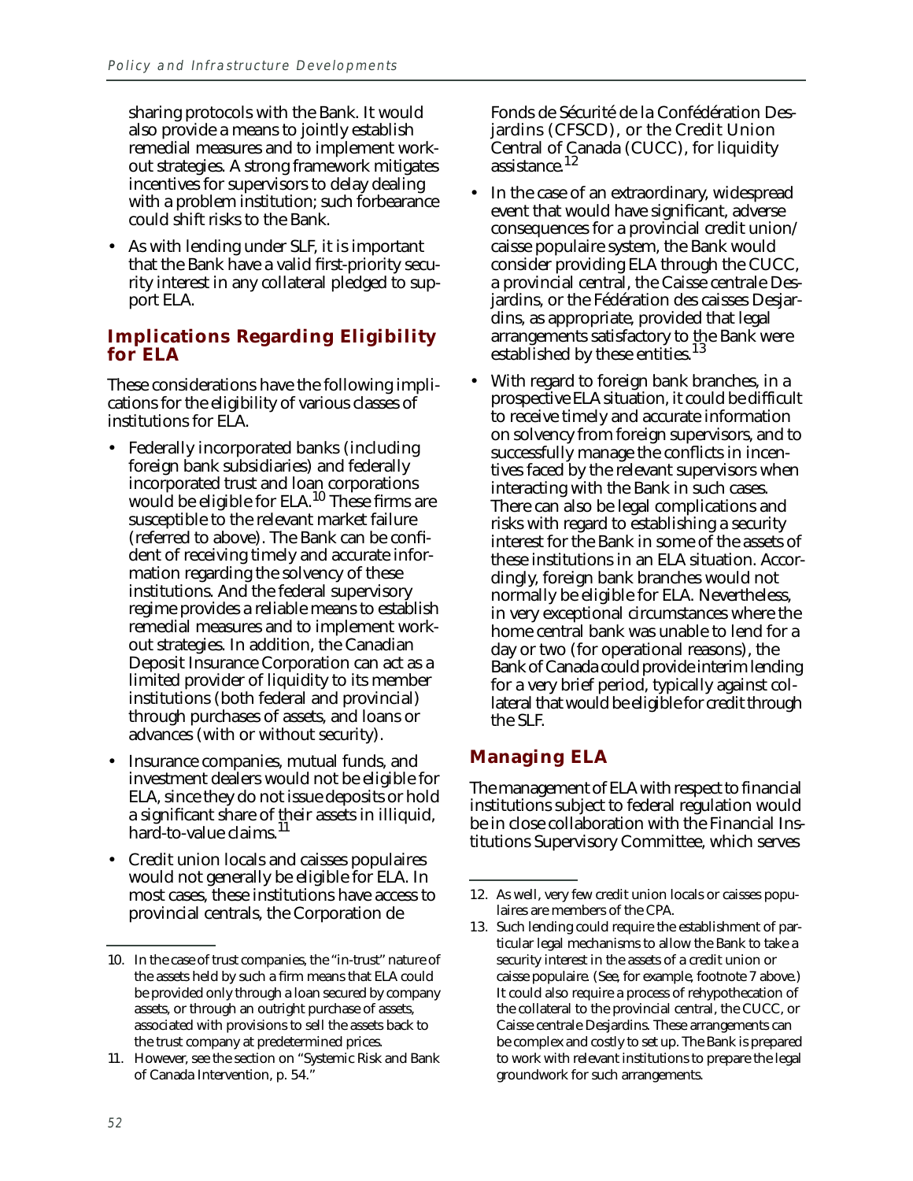sharing protocols with the Bank. It would also provide a means to jointly establish remedial measures and to implement work-out strategies. A strong framework mitigates incentives for supervisors to delay dealing with a problem institution; such forbearance could shift risks to the Bank.

- As with lending under SLF, it is important that the Bank have a valid first-priority security interest in any collateral pledged to support ELA.

## Implications Regarding Eligibility for ELA

These considerations have the following implications for the eligibility of various classes of institutions for ELA.

- Federally incorporated banks (including foreign bank subsidiaries) and federally incorporated trust and loan corporations would be eligible for ELA.[10] These firms are susceptible to the relevant market failure (referred to above). The Bank can be confident of receiving timely and accurate information regarding the solvency of these institutions. And the federal supervisory regime provides a reliable means to establish remedial measures and to implement work-out strategies. In addition, the Canadian Deposit Insurance Corporation can act as a limited provider of liquidity to its member institutions (both federal and provincial) through purchases of assets, and loans or advances (with or without security).
- Insurance companies, mutual funds, and investment dealers would not be eligible for ELA, since they do not issue deposits or hold a significant share of their assets in illiquid, hard-to-value claims.[11]
- Credit union locals and caisses populaires would not generally be eligible for ELA. In most cases, these institutions have access to provincial centrals, the Corporation de Fonds de Sécurité de la Confédération Desjardins (CFSCD), or the Credit Union Central of Canada (CUCC), for liquidity assistance.[12]
- In the case of an extraordinary, widespread event that would have significant, adverse consequences for a provincial credit union/caisse populaire system, the Bank would consider providing ELA through the CUCC, a provincial central, the Caisse centrale Desjardins, or the Fédération des caisses Desjardins, as appropriate, provided that legal arrangements satisfactory to the Bank were established by these entities.[13]
- With regard to foreign bank branches, in a prospective ELA situation, it could be difficult to receive timely and accurate information on solvency from foreign supervisors, and to successfully manage the conflicts in incentives faced by the relevant supervisors when interacting with the Bank in such cases. There can also be legal complications and risks with regard to establishing a security interest for the Bank in some of the assets of these institutions in an ELA situation. Accordingly, foreign bank branches would not normally be eligible for ELA. Nevertheless, in very exceptional circumstances where the home central bank was unable to lend for a day or two (for operational reasons), the Bank of Canada could provide interim lending for a very brief period, typically against collateral that would be eligible for credit through the SLF.

## Managing ELA

The management of ELA with respect to financial institutions subject to federal regulation would be in close collaboration with the Financial Institutions Supervisory Committee, which serves

---

10. In the case of trust companies, the "in-trust" nature of the assets held by such a firm means that ELA could be provided only through a loan secured by company assets, or through an outright purchase of assets, associated with provisions to sell the assets back to the trust company at predetermined prices.

11. However, see the section on "Systemic Risk and Bank of Canada Intervention, p. 54."

12. As well, very few credit union locals or caisses populaires are members of the CPA.

13. Such lending could require the establishment of particular legal mechanisms to allow the Bank to take a security interest in the assets of a credit union or caisse populaire. (See, for example, footnote 7 above.) It could also require a process of rehypothecation of the collateral to the provincial central, the CUCC, or Caisse centrale Desjardins. These arrangements can be complex and costly to set up. The Bank is prepared to work with relevant institutions to prepare the legal groundwork for such arrangements.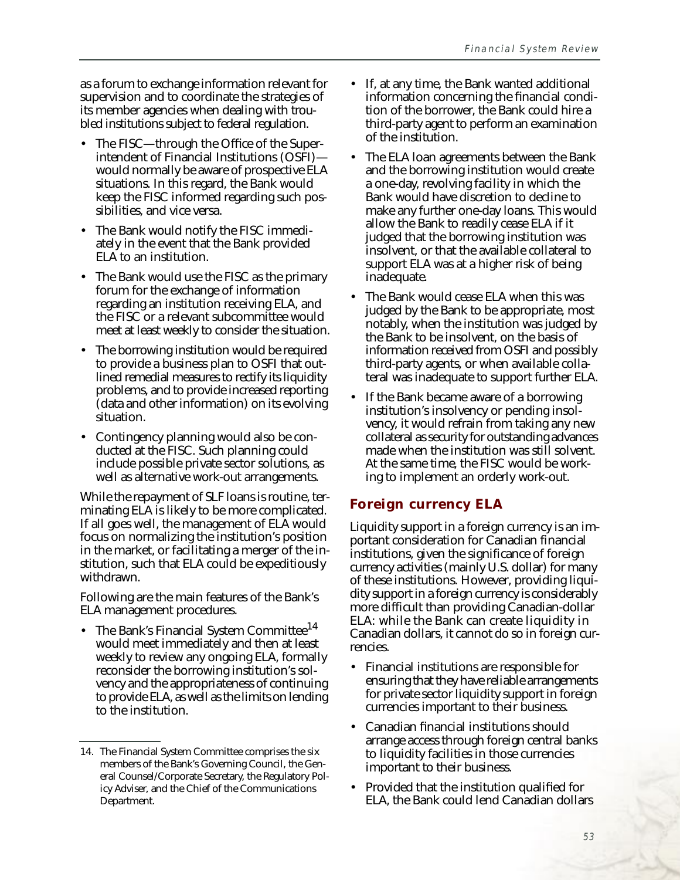as a forum to exchange information relevant for supervision and to coordinate the strategies of its member agencies when dealing with troubled institutions subject to federal regulation.

- The FISC—through the Office of the Superintendent of Financial Institutions (OSFI)—would normally be aware of prospective ELA situations. In this regard, the Bank would keep the FISC informed regarding such possibilities, and vice versa.
- The Bank would notify the FISC immediately in the event that the Bank provided ELA to an institution.
- The Bank would use the FISC as the primary forum for the exchange of information regarding an institution receiving ELA, and the FISC or a relevant subcommittee would meet at least weekly to consider the situation.
- The borrowing institution would be required to provide a business plan to OSFI that outlined remedial measures to rectify its liquidity problems, and to provide increased reporting (data and other information) on its evolving situation.
- Contingency planning would also be conducted at the FISC. Such planning could include possible private sector solutions, as well as alternative work-out arrangements.

While the repayment of SLF loans is routine, terminating ELA is likely to be more complicated. If all goes well, the management of ELA would focus on normalizing the institution's position in the market, or facilitating a merger of the institution, such that ELA could be expeditiously withdrawn.

Following are the main features of the Bank's ELA management procedures.

- The Bank's Financial System Committee[14] would meet immediately and then at least weekly to review any ongoing ELA, formally reconsider the borrowing institution's solvency and the appropriateness of continuing to provide ELA, as well as the limits on lending to the institution.
- If, at any time, the Bank wanted additional information concerning the financial condition of the borrower, the Bank could hire a third-party agent to perform an examination of the institution.
- The ELA loan agreements between the Bank and the borrowing institution would create a one-day, revolving facility in which the Bank would have discretion to decline to make any further one-day loans. This would allow the Bank to readily cease ELA if it judged that the borrowing institution was insolvent, or that the available collateral to support ELA was at a higher risk of being inadequate.
- The Bank would cease ELA when this was judged by the Bank to be appropriate, most notably, when the institution was judged by the Bank to be insolvent, on the basis of information received from OSFI and possibly third-party agents, or when available collateral was inadequate to support further ELA.
- If the Bank became aware of a borrowing institution's insolvency or pending insolvency, it would refrain from taking any new collateral as security for outstanding advances made when the institution was still solvent. At the same time, the FISC would be working to implement an orderly work-out.

## Foreign currency ELA

Liquidity support in a foreign currency is an important consideration for Canadian financial institutions, given the significance of foreign currency activities (mainly U.S. dollar) for many of these institutions. However, providing liquidity support in a foreign currency is considerably more difficult than providing Canadian-dollar ELA: while the Bank can create liquidity in Canadian dollars, it cannot do so in foreign currencies.

- Financial institutions are responsible for ensuring that they have reliable arrangements for private sector liquidity support in foreign currencies important to their business.
- Canadian financial institutions should arrange access through foreign central banks to liquidity facilities in those currencies important to their business.
- Provided that the institution qualified for ELA, the Bank could lend Canadian dollars

---

14. The Financial System Committee comprises the six members of the Bank's Governing Council, the General Counsel/Corporate Secretary, the Regulatory Policy Adviser, and the Chief of the Communications Department.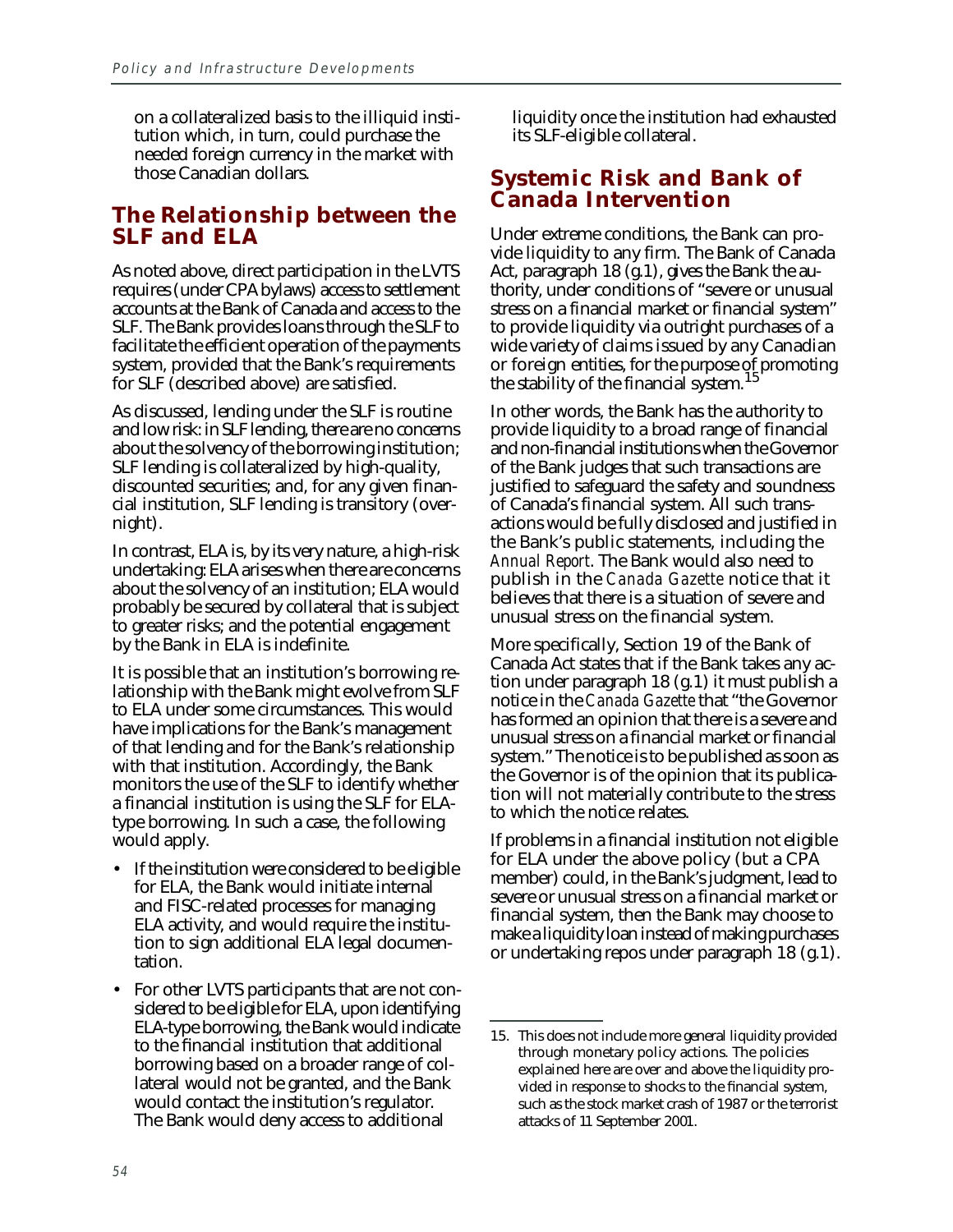on a collateralized basis to the illiquid institution which, in turn, could purchase the needed foreign currency in the market with those Canadian dollars.

## The Relationship between the SLF and ELA

As noted above, direct participation in the LVTS requires (under CPA bylaws) access to settlement accounts at the Bank of Canada and access to the SLF. The Bank provides loans through the SLF to facilitate the efficient operation of the payments system, provided that the Bank's requirements for SLF (described above) are satisfied.

As discussed, lending under the SLF is routine and low risk: in SLF lending, there are no concerns about the solvency of the borrowing institution; SLF lending is collateralized by high-quality, discounted securities; and, for any given financial institution, SLF lending is transitory (overnight).

In contrast, ELA is, by its very nature, a high-risk undertaking: ELA arises when there are concerns about the solvency of an institution; ELA would probably be secured by collateral that is subject to greater risks; and the potential engagement by the Bank in ELA is indefinite.

It is possible that an institution's borrowing relationship with the Bank might evolve from SLF to ELA under some circumstances. This would have implications for the Bank's management of that lending and for the Bank's relationship with that institution. Accordingly, the Bank monitors the use of the SLF to identify whether a financial institution is using the SLF for ELA-type borrowing. In such a case, the following would apply.

- If the institution were considered to be eligible for ELA, the Bank would initiate internal and FISC-related processes for managing ELA activity, and would require the institution to sign additional ELA legal documentation.
- For other LVTS participants that are not considered to be eligible for ELA, upon identifying ELA-type borrowing, the Bank would indicate to the financial institution that additional borrowing based on a broader range of collateral would not be granted, and the Bank would contact the institution's regulator. The Bank would deny access to additional liquidity once the institution had exhausted its SLF-eligible collateral.

## Systemic Risk and Bank of Canada Intervention

Under extreme conditions, the Bank can provide liquidity to any firm. The Bank of Canada Act, paragraph 18 (g.1), gives the Bank the authority, under conditions of "severe or unusual stress on a financial market or financial system" to provide liquidity via outright purchases of a wide variety of claims issued by any Canadian or foreign entities, for the purpose of promoting the stability of the financial system.[15]

In other words, the Bank has the authority to provide liquidity to a broad range of financial and non-financial institutions when the Governor of the Bank judges that such transactions are justified to safeguard the safety and soundness of Canada's financial system. All such transactions would be fully disclosed and justified in the Bank's public statements, including the *Annual Report*. The Bank would also need to publish in the *Canada Gazette* notice that it believes that there is a situation of severe and unusual stress on the financial system.

More specifically, Section 19 of the Bank of Canada Act states that if the Bank takes any action under paragraph 18 (g.1) it must publish a notice in the *Canada Gazette* that "the Governor has formed an opinion that there is a severe and unusual stress on a financial market or financial system." The notice is to be published as soon as the Governor is of the opinion that its publication will not materially contribute to the stress to which the notice relates.

If problems in a financial institution not eligible for ELA under the above policy (but a CPA member) could, in the Bank's judgment, lead to severe or unusual stress on a financial market or financial system, then the Bank may choose to make a liquidity loan instead of making purchases or undertaking repos under paragraph 18 (g.1).

---

15. This does not include more general liquidity provided through monetary policy actions. The policies explained here are over and above the liquidity provided in response to shocks to the financial system, such as the stock market crash of 1987 or the terrorist attacks of 11 September 2001.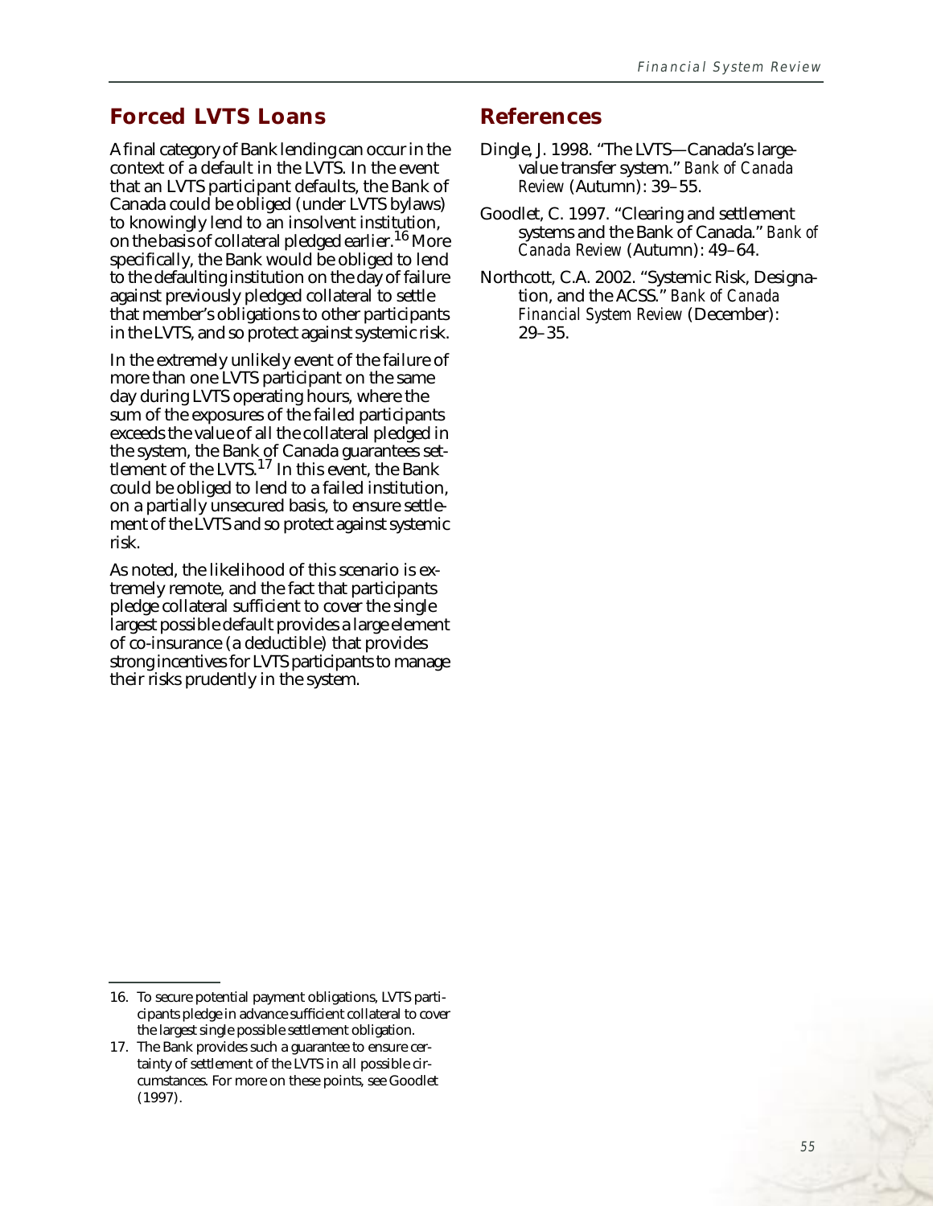## Forced LVTS Loans

A final category of Bank lending can occur in the context of a default in the LVTS. In the event that an LVTS participant defaults, the Bank of Canada could be obliged (under LVTS bylaws) to knowingly lend to an insolvent institution, on the basis of collateral pledged earlier.[16] More specifically, the Bank would be obliged to lend to the defaulting institution on the day of failure against previously pledged collateral to settle that member's obligations to other participants in the LVTS, and so protect against systemic risk.

In the extremely unlikely event of the failure of more than one LVTS participant on the same day during LVTS operating hours, where the sum of the exposures of the failed participants exceeds the value of all the collateral pledged in the system, the Bank of Canada guarantees settlement of the LVTS.[17] In this event, the Bank could be obliged to lend to a failed institution, on a partially unsecured basis, to ensure settlement of the LVTS and so protect against systemic risk.

As noted, the likelihood of this scenario is extremely remote, and the fact that participants pledge collateral sufficient to cover the single largest possible default provides a large element of co-insurance (a deductible) that provides strong incentives for LVTS participants to manage their risks prudently in the system.

## References

Dingle, J. 1998. "The LVTS—Canada's large-value transfer system." *Bank of Canada Review* (Autumn): 39–55.

Goodlet, C. 1997. "Clearing and settlement systems and the Bank of Canada." *Bank of Canada Review* (Autumn): 49–64.

Northcott, C.A. 2002. "Systemic Risk, Designation, and the ACSS." *Bank of Canada Financial System Review* (December): 29–35.

---

16. To secure potential payment obligations, LVTS participants pledge in advance sufficient collateral to cover the largest single possible settlement obligation.

17. The Bank provides such a guarantee to ensure certainty of settlement of the LVTS in all possible circumstances. For more on these points, see Goodlet (1997).